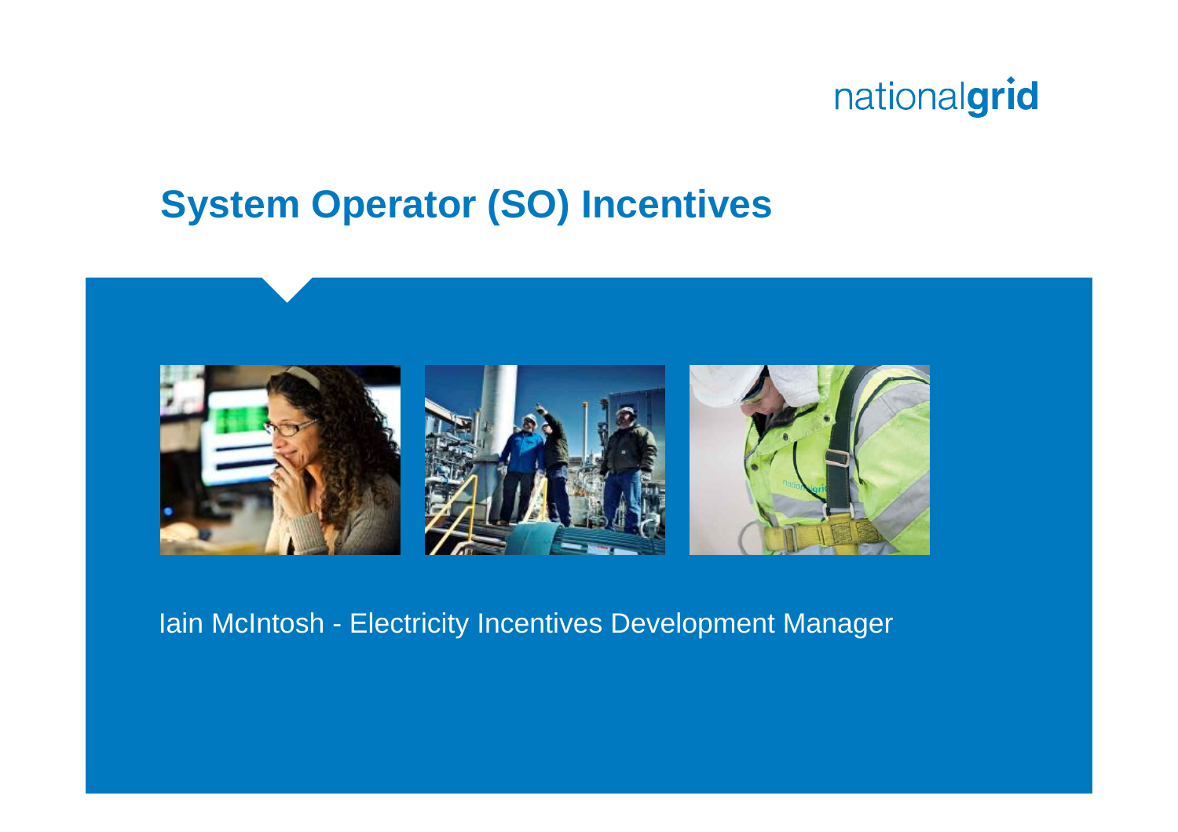nationalgrid

# System Operator (SO) Incentives

Iain McIntosh - Electricity Incentives Development Manager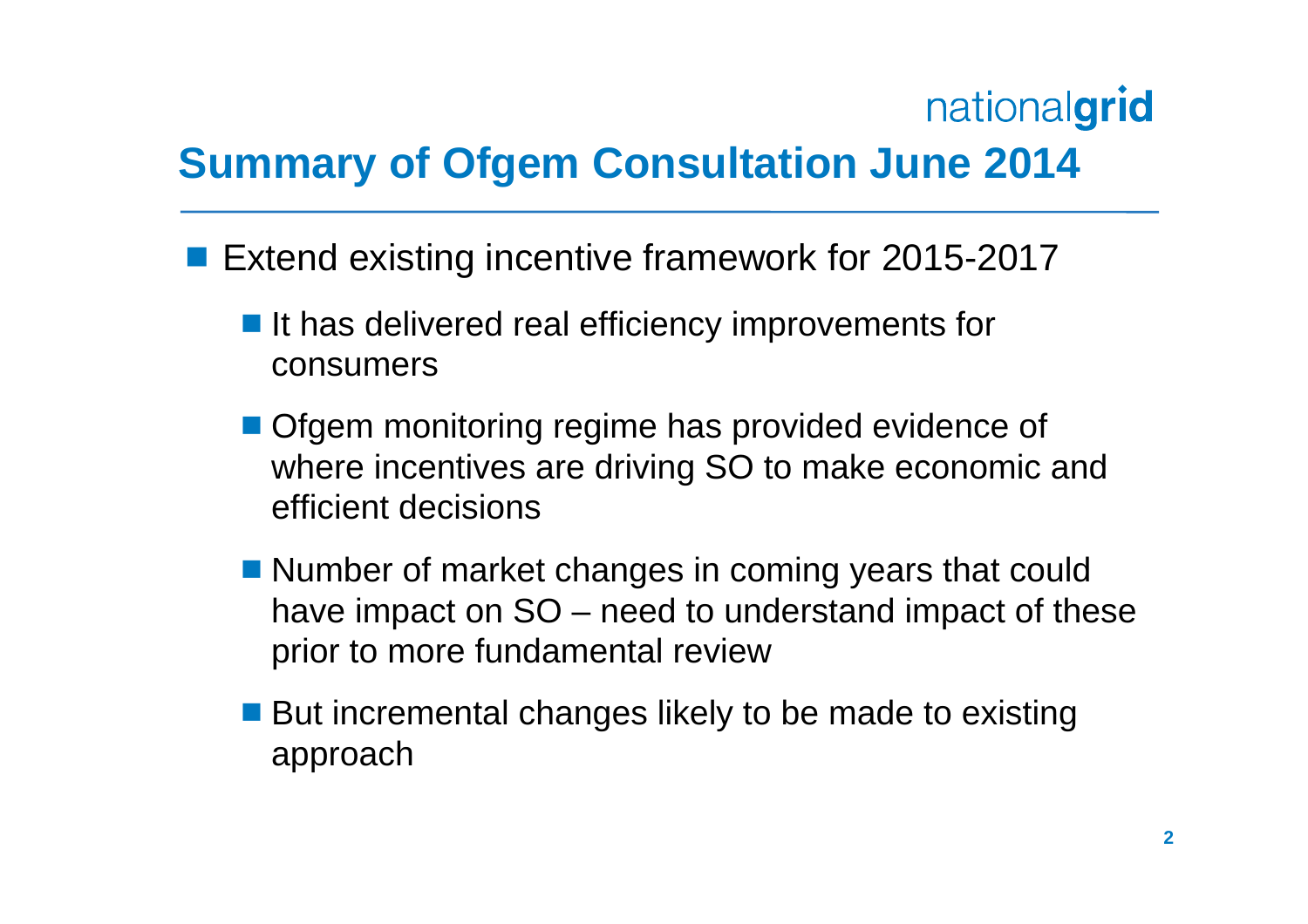# Summary of Ofgem Consultation June 2014

- Extend existing incentive framework for 2015-2017
  - It has delivered real efficiency improvements for consumers
  - Ofgem monitoring regime has provided evidence of where incentives are driving SO to make economic and efficient decisions
  - Number of market changes in coming years that could have impact on SO – need to understand impact of these prior to more fundamental review
  - But incremental changes likely to be made to existing approach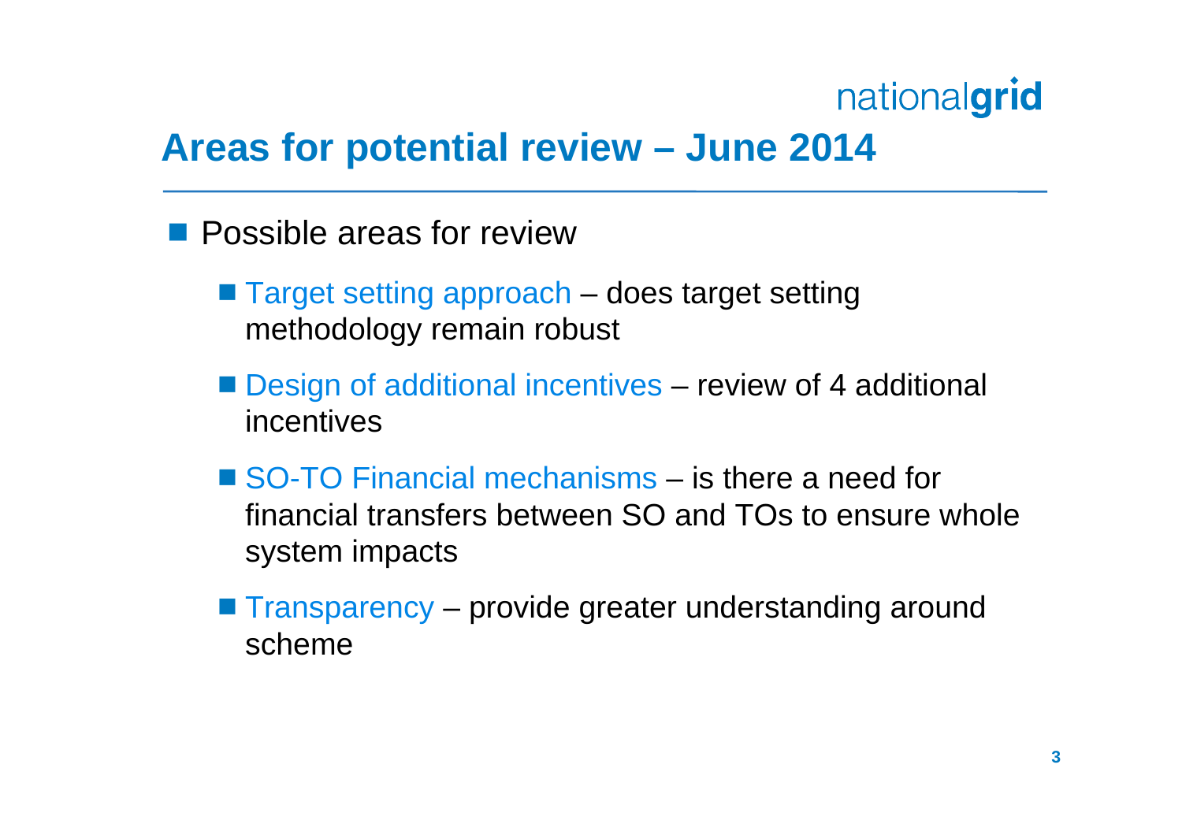# Areas for potential review – June 2014

- Possible areas for review
  - Target setting approach – does target setting methodology remain robust
  - Design of additional incentives – review of 4 additional incentives
  - SO-TO Financial mechanisms – is there a need for financial transfers between SO and TOs to ensure whole system impacts
  - Transparency – provide greater understanding around scheme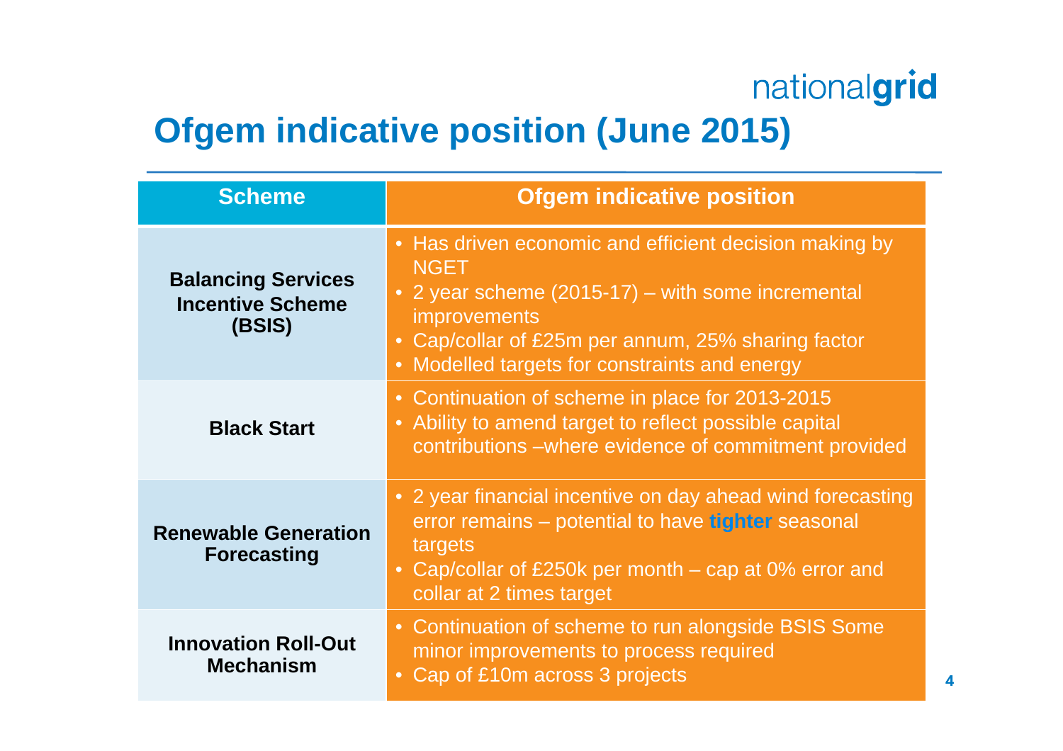# Ofgem indicative position (June 2015)

| Scheme | Ofgem indicative position |
| --- | --- |
| **Balancing Services Incentive Scheme (BSIS)** | • Has driven economic and efficient decision making by NGET<br>• 2 year scheme (2015-17) – with some incremental improvements<br>• Cap/collar of £25m per annum, 25% sharing factor<br>• Modelled targets for constraints and energy |
| **Black Start** | • Continuation of scheme in place for 2013-2015<br>• Ability to amend target to reflect possible capital contributions –where evidence of commitment provided |
| **Renewable Generation Forecasting** | • 2 year financial incentive on day ahead wind forecasting error remains – potential to have **tighter** seasonal targets<br>• Cap/collar of £250k per month – cap at 0% error and collar at 2 times target |
| **Innovation Roll-Out Mechanism** | • Continuation of scheme to run alongside BSIS Some minor improvements to process required<br>• Cap of £10m across 3 projects |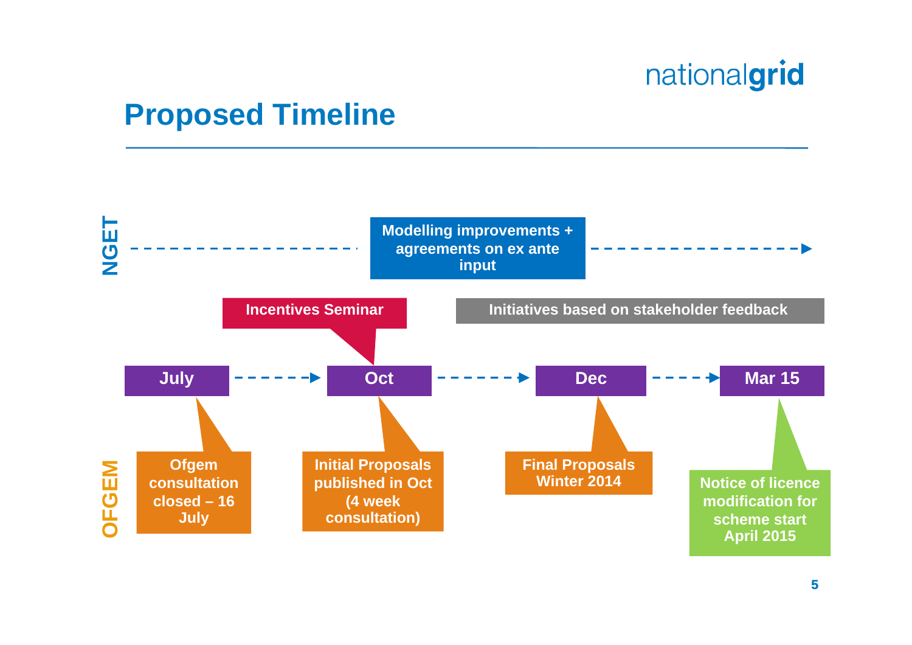# Proposed Timeline

NGET

Modelling improvements + agreements on ex ante input

Incentives Seminar

Initiatives based on stakeholder feedback

July

Oct

Dec

Mar 15

OFGEM

Ofgem consultation closed – 16 July

Initial Proposals published in Oct (4 week consultation)

Final Proposals Winter 2014

Notice of licence modification for scheme start April 2015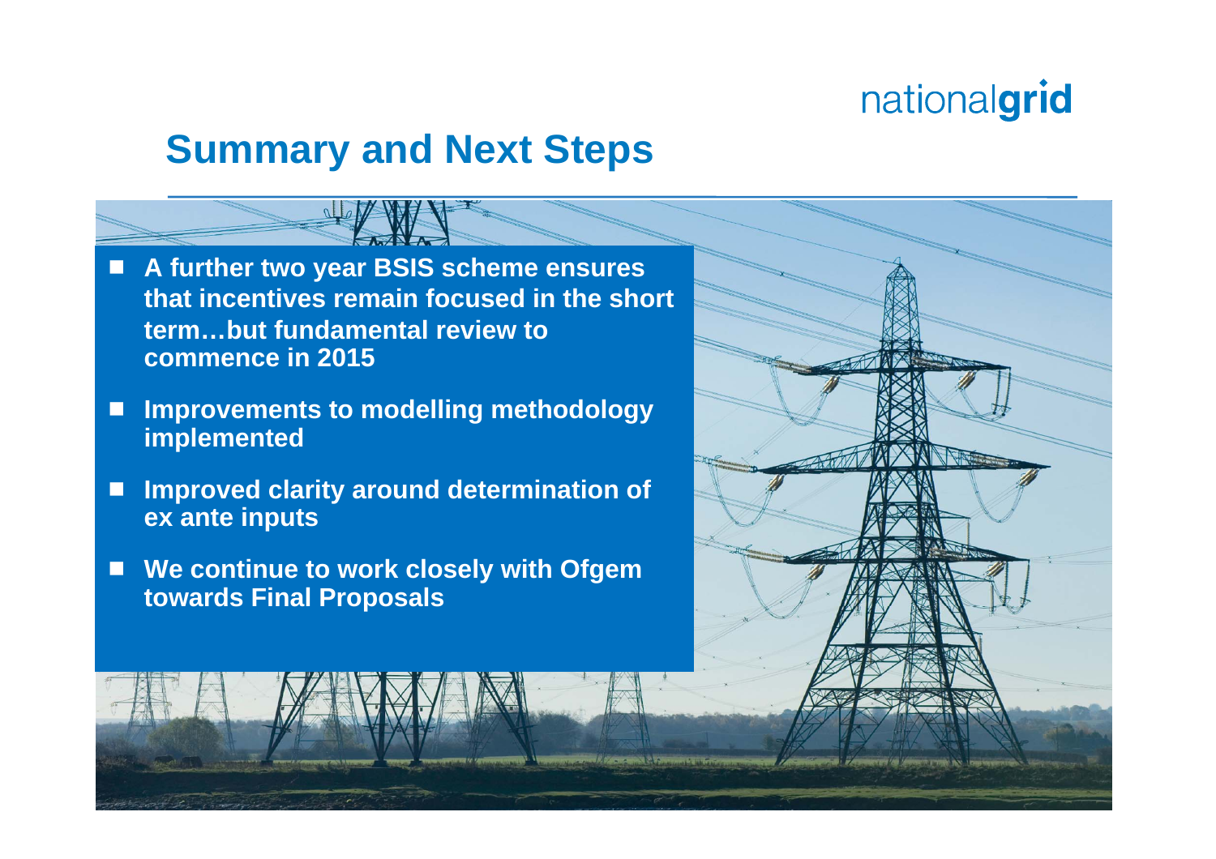## Summary and Next Steps

- **A further two year BSIS scheme ensures that incentives remain focused in the short term…but fundamental review to commence in 2015**
- **Improvements to modelling methodology implemented**
- **Improved clarity around determination of ex ante inputs**
- **We continue to work closely with Ofgem towards Final Proposals**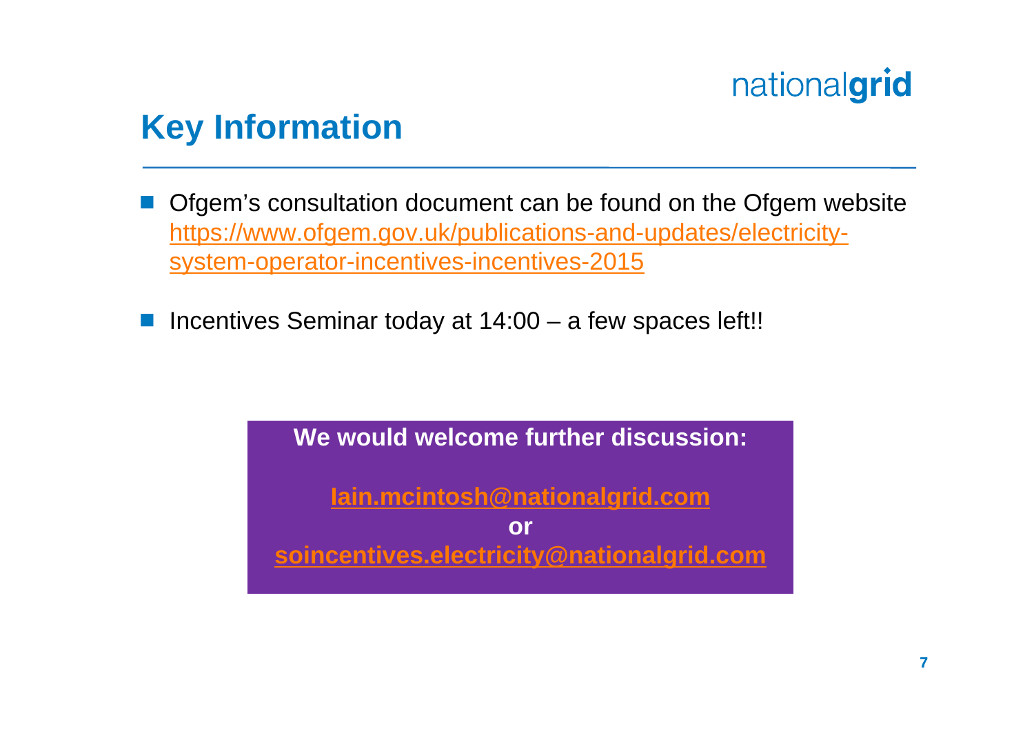# Key Information

- Ofgem's consultation document can be found on the Ofgem website https://www.ofgem.gov.uk/publications-and-updates/electricity-system-operator-incentives-incentives-2015
- Incentives Seminar today at 14:00 – a few spaces left!!

**We would welcome further discussion:**

**Iain.mcintosh@nationalgrid.com**

**or**

**soincentives.electricity@nationalgrid.com**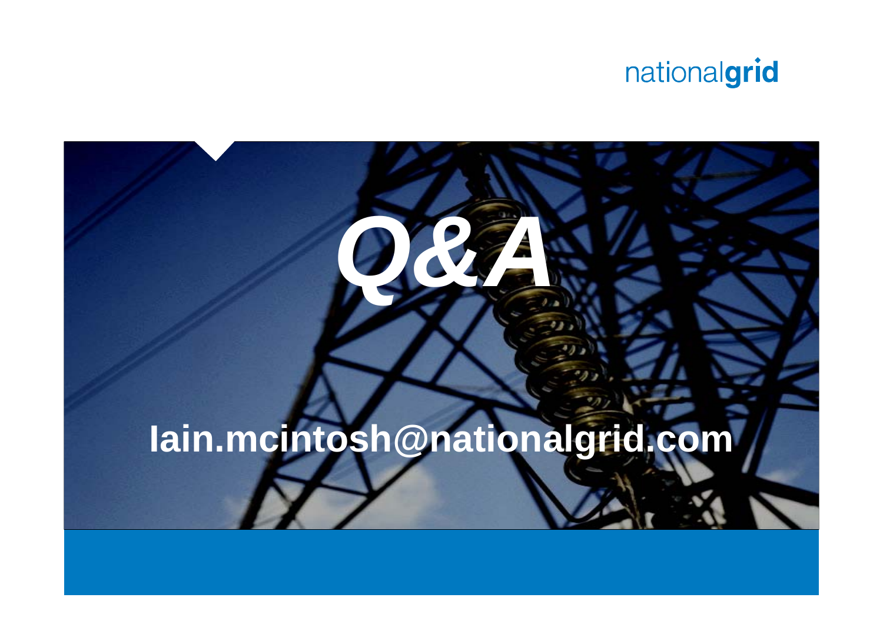# *Q&A*

**Iain.mcintosh@nationalgrid.com**